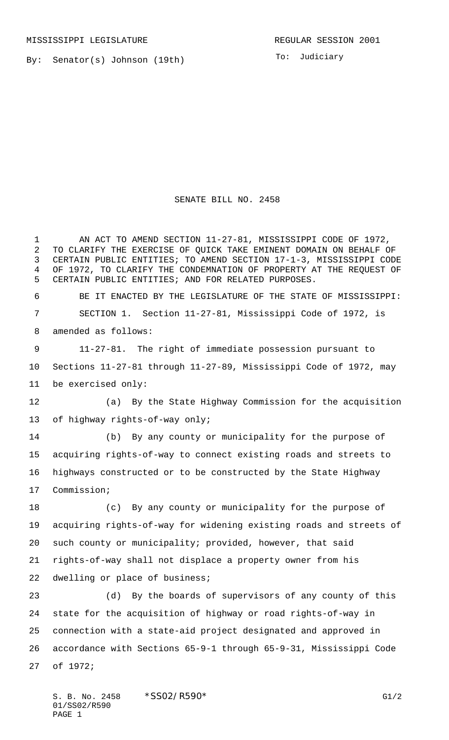MISSISSIPPI LEGISLATURE REGULAR SESSION 2001

By: Senator(s) Johnson (19th)

To: Judiciary

# SENATE BILL NO. 2458

AN ACT TO AMEND SECTION 11-27-81, MISSISSIPPI CODE OF 1972, TO CLARIFY THE EXERCISE OF QUICK TAKE EMINENT DOMAIN ON BEHALF OF CERTAIN PUBLIC ENTITIES; TO AMEND SECTION 17-1-3, MISSISSIPPI CODE OF 1972, TO CLARIFY THE CONDEMNATION OF PROPERTY AT THE REQUEST OF CERTAIN PUBLIC ENTITIES; AND FOR RELATED PURPOSES.

BE IT ENACTED BY THE LEGISLATURE OF THE STATE OF MISSISSIPPI:

SECTION 1. Section 11-27-81, Mississippi Code of 1972, is amended as follows:

11-27-81. The right of immediate possession pursuant to Sections 11-27-81 through 11-27-89, Mississippi Code of 1972, may be exercised only:

(a) By the State Highway Commission for the acquisition of highway rights-of-way only;

(b) By any county or municipality for the purpose of acquiring rights-of-way to connect existing roads and streets to highways constructed or to be constructed by the State Highway Commission;

(c) By any county or municipality for the purpose of acquiring rights-of-way for widening existing roads and streets of such county or municipality; provided, however, that said rights-of-way shall not displace a property owner from his dwelling or place of business;

(d) By the boards of supervisors of any county of this state for the acquisition of highway or road rights-of-way in connection with a state-aid project designated and approved in accordance with Sections 65-9-1 through 65-9-31, Mississippi Code of 1972;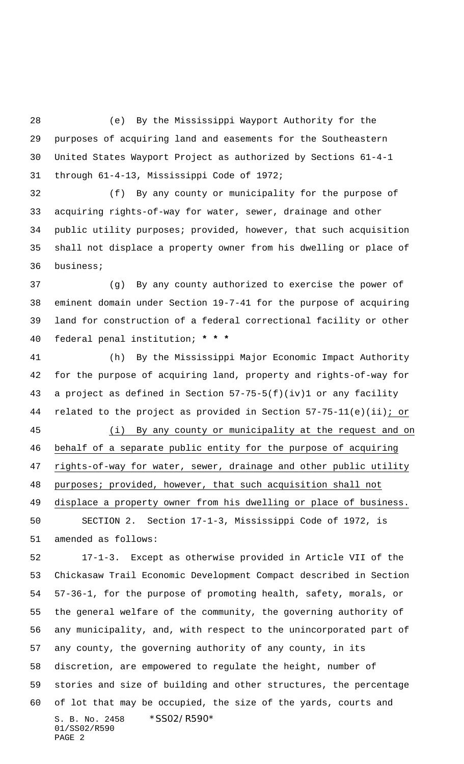(e) By the Mississippi Wayport Authority for the purposes of acquiring land and easements for the Southeastern United States Wayport Project as authorized by Sections 61-4-1 through 61-4-13, Mississippi Code of 1972;

(f) By any county or municipality for the purpose of acquiring rights-of-way for water, sewer, drainage and other public utility purposes; provided, however, that such acquisition shall not displace a property owner from his dwelling or place of business;

(g) By any county authorized to exercise the power of eminent domain under Section 19-7-41 for the purpose of acquiring land for construction of a federal correctional facility or other federal penal institution; **\* \* \***

(h) By the Mississippi Major Economic Impact Authority for the purpose of acquiring land, property and rights-of-way for a project as defined in Section 57-75-5(f)(iv)1 or any facility related to the project as provided in Section 57-75-11(e)(ii)<u>; or</u>

<u>(i) By any county or municipality at the request and on behalf of a separate public entity for the purpose of acquiring rights-of-way for water, sewer, drainage and other public utility purposes; provided, however, that such acquisition shall not displace a property owner from his dwelling or place of business.</u>

SECTION 2. Section 17-1-3, Mississippi Code of 1972, is amended as follows:

17-1-3. Except as otherwise provided in Article VII of the Chickasaw Trail Economic Development Compact described in Section 57-36-1, for the purpose of promoting health, safety, morals, or the general welfare of the community, the governing authority of any municipality, and, with respect to the unincorporated part of any county, the governing authority of any county, in its discretion, are empowered to regulate the height, number of stories and size of building and other structures, the percentage of lot that may be occupied, the size of the yards, courts and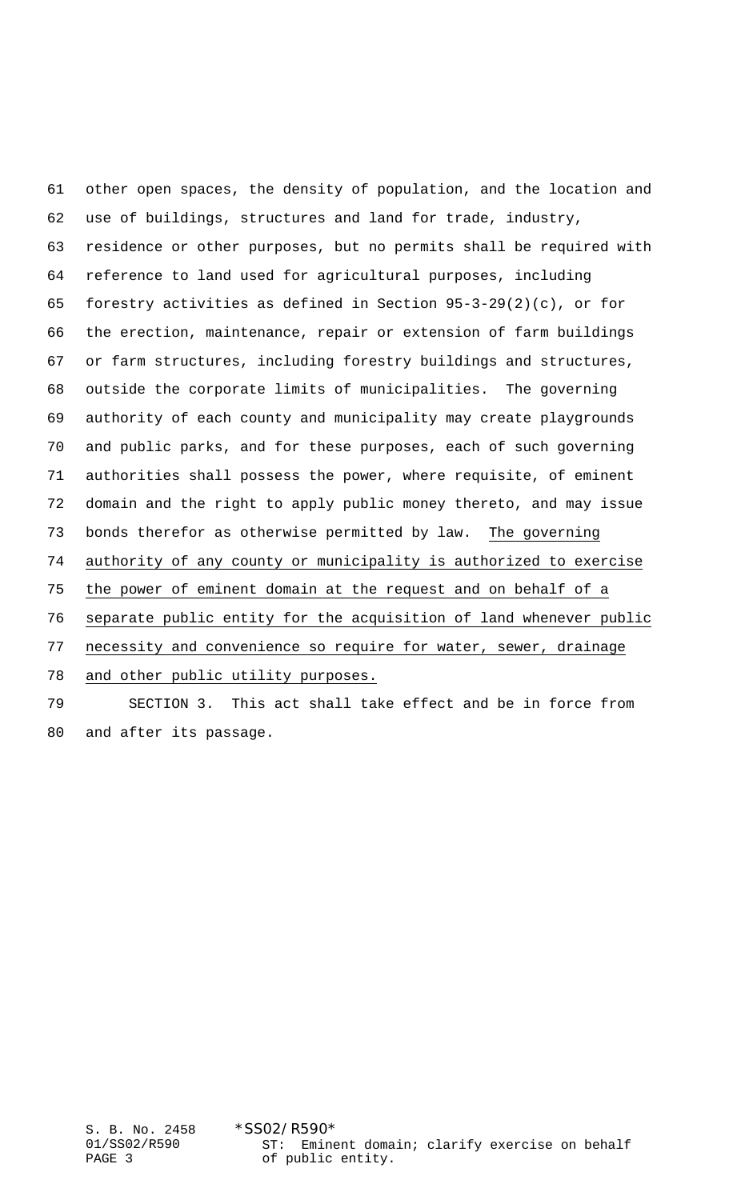other open spaces, the density of population, and the location and use of buildings, structures and land for trade, industry, residence or other purposes, but no permits shall be required with reference to land used for agricultural purposes, including forestry activities as defined in Section 95-3-29(2)(c), or for the erection, maintenance, repair or extension of farm buildings or farm structures, including forestry buildings and structures, outside the corporate limits of municipalities. The governing authority of each county and municipality may create playgrounds and public parks, and for these purposes, each of such governing authorities shall possess the power, where requisite, of eminent domain and the right to apply public money thereto, and may issue bonds therefor as otherwise permitted by law. <u>The governing authority of any county or municipality is authorized to exercise the power of eminent domain at the request and on behalf of a separate public entity for the acquisition of land whenever public necessity and convenience so require for water, sewer, drainage and other public utility purposes.</u>

SECTION 3. This act shall take effect and be in force from and after its passage.

S. B. No. 2458
01/SS02/R590

ST: Eminent domain; clarify exercise on behalf of public entity.